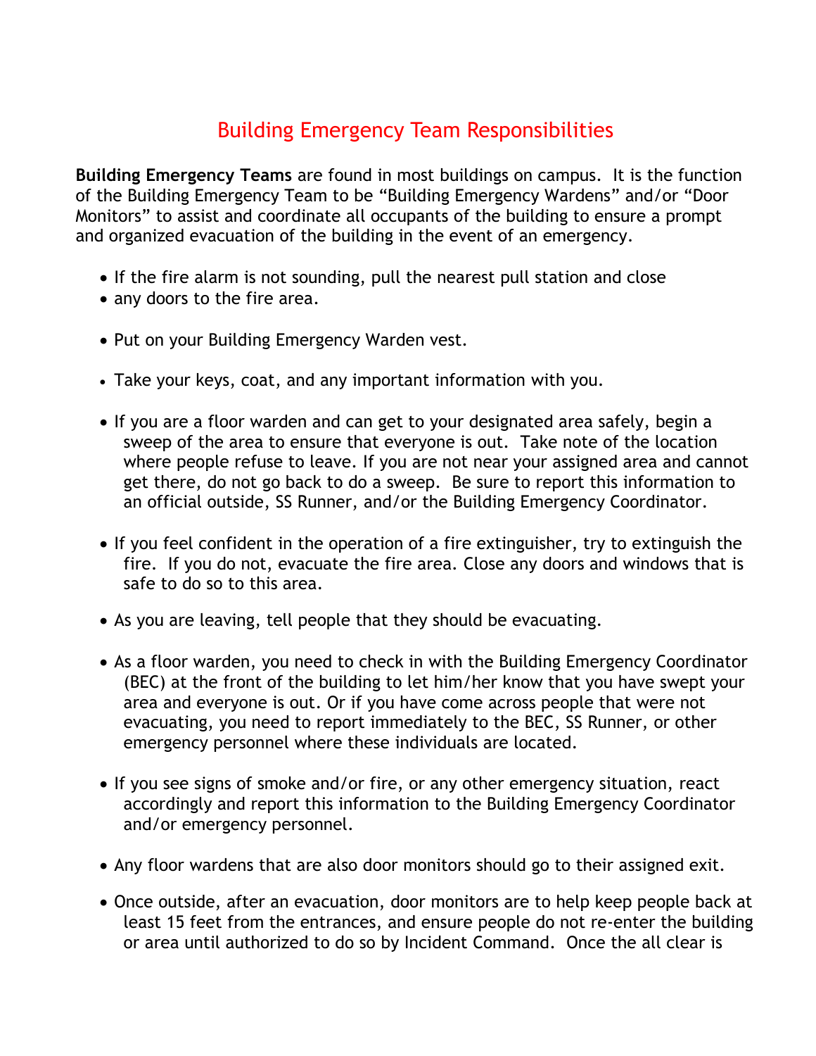# Building Emergency Team Responsibilities

**Building Emergency Teams** are found in most buildings on campus. It is the function of the Building Emergency Team to be "Building Emergency Wardens" and/or "Door Monitors" to assist and coordinate all occupants of the building to ensure a prompt and organized evacuation of the building in the event of an emergency.

- If the fire alarm is not sounding, pull the nearest pull station and close
- any doors to the fire area.

- Put on your Building Emergency Warden vest.

- Take your keys, coat, and any important information with you.

- If you are a floor warden and can get to your designated area safely, begin a sweep of the area to ensure that everyone is out. Take note of the location where people refuse to leave. If you are not near your assigned area and cannot get there, do not go back to do a sweep. Be sure to report this information to an official outside, SS Runner, and/or the Building Emergency Coordinator.

- If you feel confident in the operation of a fire extinguisher, try to extinguish the fire. If you do not, evacuate the fire area. Close any doors and windows that is safe to do so to this area.

- As you are leaving, tell people that they should be evacuating.

- As a floor warden, you need to check in with the Building Emergency Coordinator (BEC) at the front of the building to let him/her know that you have swept your area and everyone is out. Or if you have come across people that were not evacuating, you need to report immediately to the BEC, SS Runner, or other emergency personnel where these individuals are located.

- If you see signs of smoke and/or fire, or any other emergency situation, react accordingly and report this information to the Building Emergency Coordinator and/or emergency personnel.

- Any floor wardens that are also door monitors should go to their assigned exit.

- Once outside, after an evacuation, door monitors are to help keep people back at least 15 feet from the entrances, and ensure people do not re-enter the building or area until authorized to do so by Incident Command. Once the all clear is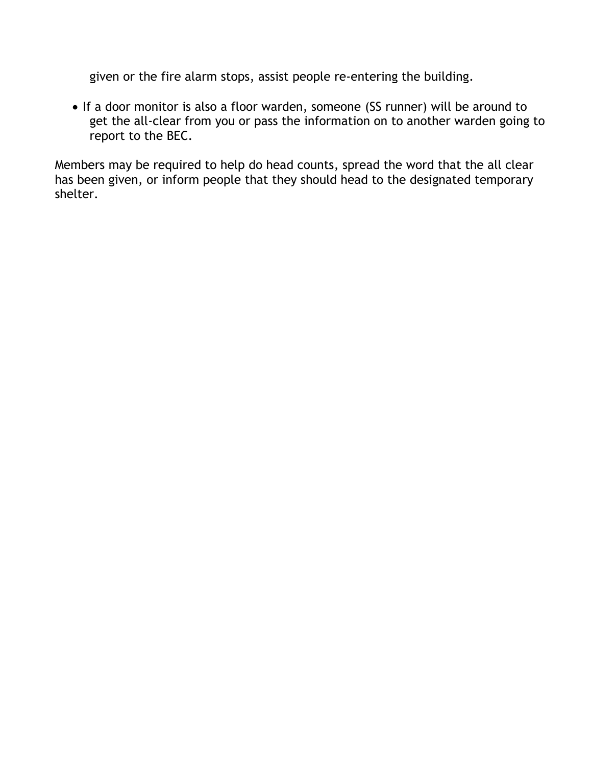given or the fire alarm stops, assist people re-entering the building.

- If a door monitor is also a floor warden, someone (SS runner) will be around to get the all-clear from you or pass the information on to another warden going to report to the BEC.

Members may be required to help do head counts, spread the word that the all clear has been given, or inform people that they should head to the designated temporary shelter.